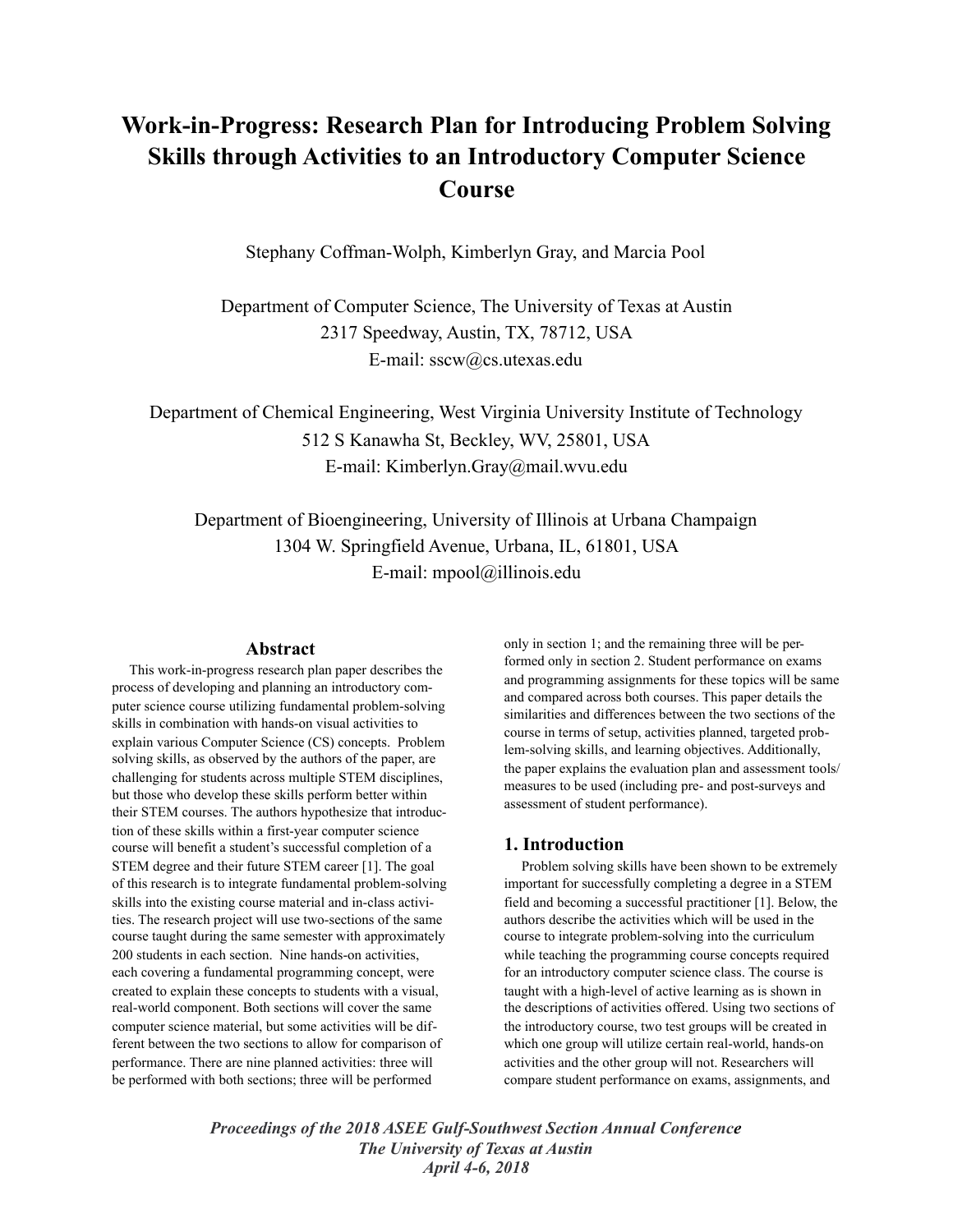# Work-in-Progress: Research Plan for Introducing Problem Solving Skills through Activities to an Introductory Computer Science Course

Stephany Coffman-Wolph, Kimberlyn Gray, and Marcia Pool

Department of Computer Science, The University of Texas at Austin
2317 Speedway, Austin, TX, 78712, USA
E-mail: sscw@cs.utexas.edu

Department of Chemical Engineering, West Virginia University Institute of Technology
512 S Kanawha St, Beckley, WV, 25801, USA
E-mail: Kimberlyn.Gray@mail.wvu.edu

Department of Bioengineering, University of Illinois at Urbana Champaign
1304 W. Springfield Avenue, Urbana, IL, 61801, USA
E-mail: mpool@illinois.edu

## Abstract

This work-in-progress research plan paper describes the process of developing and planning an introductory computer science course utilizing fundamental problem-solving skills in combination with hands-on visual activities to explain various Computer Science (CS) concepts. Problem solving skills, as observed by the authors of the paper, are challenging for students across multiple STEM disciplines, but those who develop these skills perform better within their STEM courses. The authors hypothesize that introduction of these skills within a first-year computer science course will benefit a student's successful completion of a STEM degree and their future STEM career [1]. The goal of this research is to integrate fundamental problem-solving skills into the existing course material and in-class activities. The research project will use two-sections of the same course taught during the same semester with approximately 200 students in each section. Nine hands-on activities, each covering a fundamental programming concept, were created to explain these concepts to students with a visual, real-world component. Both sections will cover the same computer science material, but some activities will be different between the two sections to allow for comparison of performance. There are nine planned activities: three will be performed with both sections; three will be performed only in section 1; and the remaining three will be performed only in section 2. Student performance on exams and programming assignments for these topics will be same and compared across both courses. This paper details the similarities and differences between the two sections of the course in terms of setup, activities planned, targeted problem-solving skills, and learning objectives. Additionally, the paper explains the evaluation plan and assessment tools/measures to be used (including pre- and post-surveys and assessment of student performance).

## 1. Introduction

Problem solving skills have been shown to be extremely important for successfully completing a degree in a STEM field and becoming a successful practitioner [1]. Below, the authors describe the activities which will be used in the course to integrate problem-solving into the curriculum while teaching the programming course concepts required for an introductory computer science class. The course is taught with a high-level of active learning as is shown in the descriptions of activities offered. Using two sections of the introductory course, two test groups will be created in which one group will utilize certain real-world, hands-on activities and the other group will not. Researchers will compare student performance on exams, assignments, and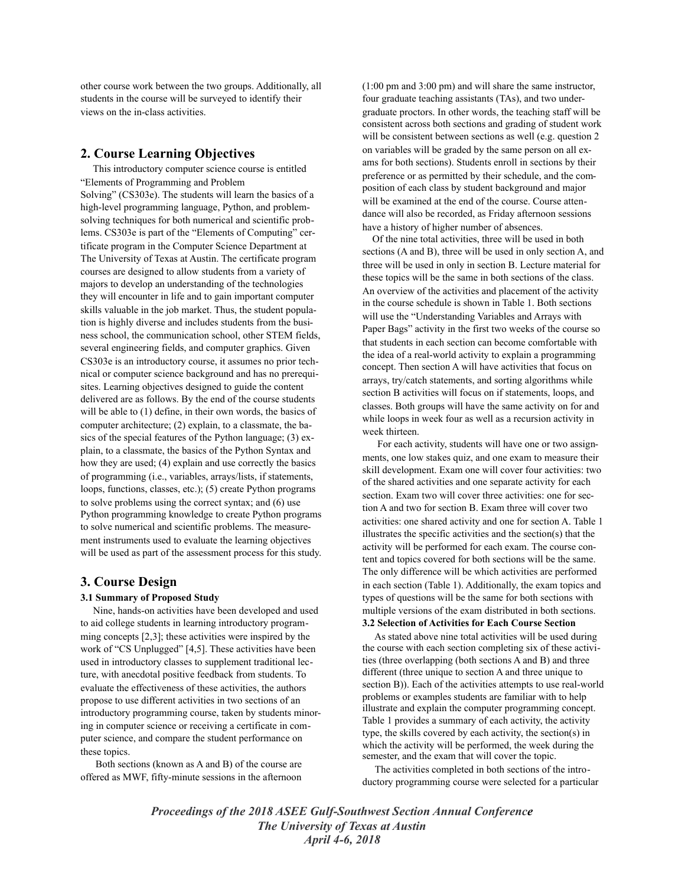other course work between the two groups. Additionally, all students in the course will be surveyed to identify their views on the in-class activities.

## 2. Course Learning Objectives

This introductory computer science course is entitled "Elements of Programming and Problem Solving" (CS303e). The students will learn the basics of a high-level programming language, Python, and problem-solving techniques for both numerical and scientific problems. CS303e is part of the "Elements of Computing" certificate program in the Computer Science Department at The University of Texas at Austin. The certificate program courses are designed to allow students from a variety of majors to develop an understanding of the technologies they will encounter in life and to gain important computer skills valuable in the job market. Thus, the student population is highly diverse and includes students from the business school, the communication school, other STEM fields, several engineering fields, and computer graphics. Given CS303e is an introductory course, it assumes no prior technical or computer science background and has no prerequisites. Learning objectives designed to guide the content delivered are as follows. By the end of the course students will be able to (1) define, in their own words, the basics of computer architecture; (2) explain, to a classmate, the basics of the special features of the Python language; (3) explain, to a classmate, the basics of the Python Syntax and how they are used; (4) explain and use correctly the basics of programming (i.e., variables, arrays/lists, if statements, loops, functions, classes, etc.); (5) create Python programs to solve problems using the correct syntax; and (6) use Python programming knowledge to create Python programs to solve numerical and scientific problems. The measurement instruments used to evaluate the learning objectives will be used as part of the assessment process for this study.

## 3. Course Design

### 3.1 Summary of Proposed Study

Nine, hands-on activities have been developed and used to aid college students in learning introductory programming concepts [2,3]; these activities were inspired by the work of "CS Unplugged" [4,5]. These activities have been used in introductory classes to supplement traditional lecture, with anecdotal positive feedback from students. To evaluate the effectiveness of these activities, the authors propose to use different activities in two sections of an introductory programming course, taken by students minoring in computer science or receiving a certificate in computer science, and compare the student performance on these topics.

Both sections (known as A and B) of the course are offered as MWF, fifty-minute sessions in the afternoon (1:00 pm and 3:00 pm) and will share the same instructor, four graduate teaching assistants (TAs), and two undergraduate proctors. In other words, the teaching staff will be consistent across both sections and grading of student work will be consistent between sections as well (e.g. question 2 on variables will be graded by the same person on all exams for both sections). Students enroll in sections by their preference or as permitted by their schedule, and the composition of each class by student background and major will be examined at the end of the course. Course attendance will also be recorded, as Friday afternoon sessions have a history of higher number of absences.

Of the nine total activities, three will be used in both sections (A and B), three will be used in only section A, and three will be used in only in section B. Lecture material for these topics will be the same in both sections of the class. An overview of the activities and placement of the activity in the course schedule is shown in Table 1. Both sections will use the "Understanding Variables and Arrays with Paper Bags" activity in the first two weeks of the course so that students in each section can become comfortable with the idea of a real-world activity to explain a programming concept. Then section A will have activities that focus on arrays, try/catch statements, and sorting algorithms while section B activities will focus on if statements, loops, and classes. Both groups will have the same activity on for and while loops in week four as well as a recursion activity in week thirteen.

For each activity, students will have one or two assignments, one low stakes quiz, and one exam to measure their skill development. Exam one will cover four activities: two of the shared activities and one separate activity for each section. Exam two will cover three activities: one for section A and two for section B. Exam three will cover two activities: one shared activity and one for section A. Table 1 illustrates the specific activities and the section(s) that the activity will be performed for each exam. The course content and topics covered for both sections will be the same. The only difference will be which activities are performed in each section (Table 1). Additionally, the exam topics and types of questions will be the same for both sections with multiple versions of the exam distributed in both sections.

### 3.2 Selection of Activities for Each Course Section

As stated above nine total activities will be used during the course with each section completing six of these activities (three overlapping (both sections A and B) and three different (three unique to section A and three unique to section B)). Each of the activities attempts to use real-world problems or examples students are familiar with to help illustrate and explain the computer programming concept. Table 1 provides a summary of each activity, the activity type, the skills covered by each activity, the section(s) in which the activity will be performed, the week during the semester, and the exam that will cover the topic.

The activities completed in both sections of the introductory programming course were selected for a particular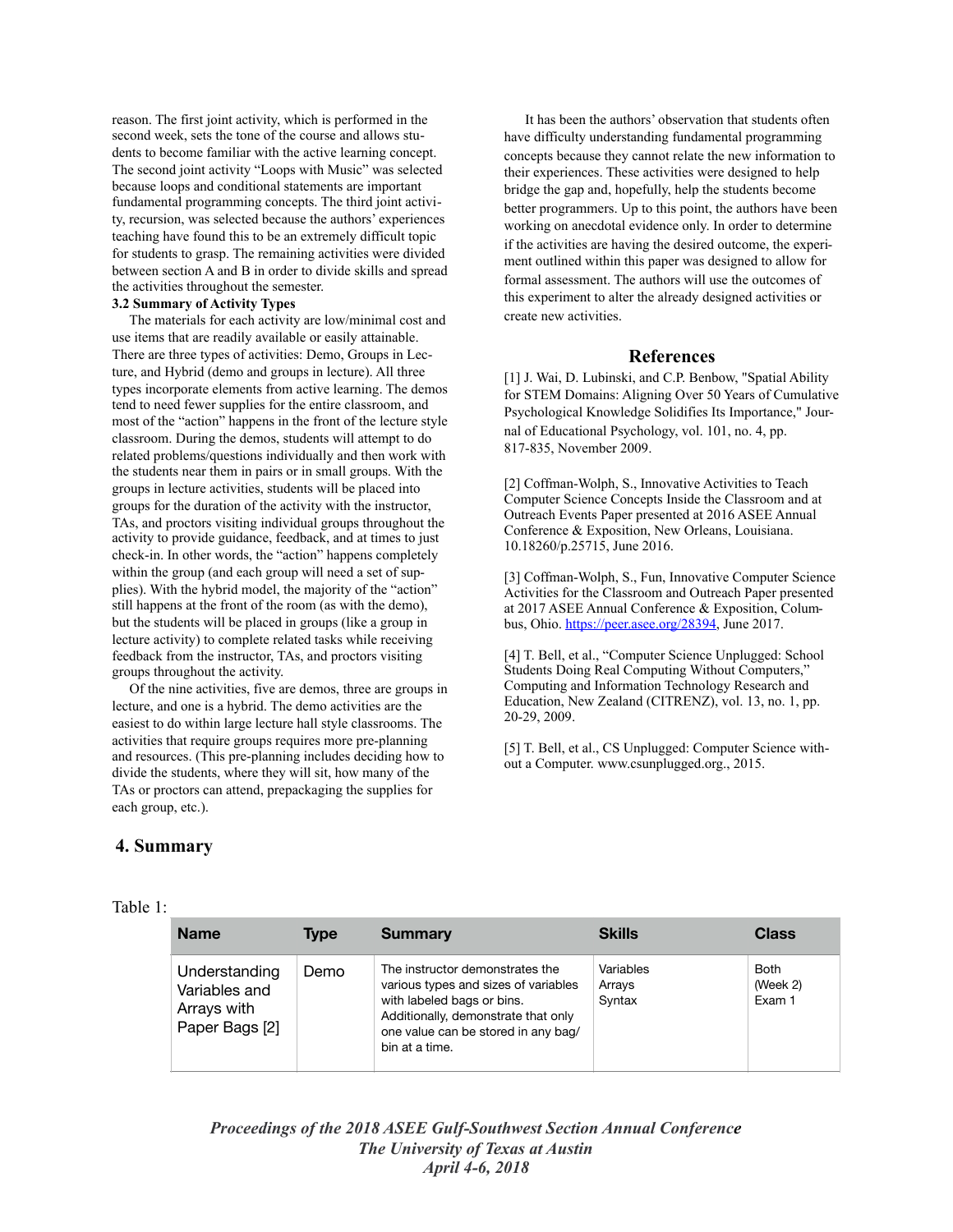reason. The first joint activity, which is performed in the second week, sets the tone of the course and allows students to become familiar with the active learning concept. The second joint activity "Loops with Music" was selected because loops and conditional statements are important fundamental programming concepts. The third joint activity, recursion, was selected because the authors' experiences teaching have found this to be an extremely difficult topic for students to grasp. The remaining activities were divided between section A and B in order to divide skills and spread the activities throughout the semester.

### 3.2 Summary of Activity Types

The materials for each activity are low/minimal cost and use items that are readily available or easily attainable. There are three types of activities: Demo, Groups in Lecture, and Hybrid (demo and groups in lecture). All three types incorporate elements from active learning. The demos tend to need fewer supplies for the entire classroom, and most of the "action" happens in the front of the lecture style classroom. During the demos, students will attempt to do related problems/questions individually and then work with the students near them in pairs or in small groups. With the groups in lecture activities, students will be placed into groups for the duration of the activity with the instructor, TAs, and proctors visiting individual groups throughout the activity to provide guidance, feedback, and at times to just check-in. In other words, the "action" happens completely within the group (and each group will need a set of supplies). With the hybrid model, the majority of the "action" still happens at the front of the room (as with the demo), but the students will be placed in groups (like a group in lecture activity) to complete related tasks while receiving feedback from the instructor, TAs, and proctors visiting groups throughout the activity.

Of the nine activities, five are demos, three are groups in lecture, and one is a hybrid. The demo activities are the easiest to do within large lecture hall style classrooms. The activities that require groups requires more pre-planning and resources. (This pre-planning includes deciding how to divide the students, where they will sit, how many of the TAs or proctors can attend, prepackaging the supplies for each group, etc.).

It has been the authors' observation that students often have difficulty understanding fundamental programming concepts because they cannot relate the new information to their experiences. These activities were designed to help bridge the gap and, hopefully, help the students become better programmers. Up to this point, the authors have been working on anecdotal evidence only. In order to determine if the activities are having the desired outcome, the experiment outlined within this paper was designed to allow for formal assessment. The authors will use the outcomes of this experiment to alter the already designed activities or create new activities.

## References

[1] J. Wai, D. Lubinski, and C.P. Benbow, "Spatial Ability for STEM Domains: Aligning Over 50 Years of Cumulative Psychological Knowledge Solidifies Its Importance," Journal of Educational Psychology, vol. 101, no. 4, pp. 817-835, November 2009.

[2] Coffman-Wolph, S., Innovative Activities to Teach Computer Science Concepts Inside the Classroom and at Outreach Events Paper presented at 2016 ASEE Annual Conference & Exposition, New Orleans, Louisiana. 10.18260/p.25715, June 2016.

[3] Coffman-Wolph, S., Fun, Innovative Computer Science Activities for the Classroom and Outreach Paper presented at 2017 ASEE Annual Conference & Exposition, Columbus, Ohio. https://peer.asee.org/28394, June 2017.

[4] T. Bell, et al., "Computer Science Unplugged: School Students Doing Real Computing Without Computers," Computing and Information Technology Research and Education, New Zealand (CITRENZ), vol. 13, no. 1, pp. 20-29, 2009.

[5] T. Bell, et al., CS Unplugged: Computer Science without a Computer. www.csunplugged.org., 2015.

## 4. Summary

Table 1:

| Name | Type | Summary | Skills | Class |
|---|---|---|---|---|
| Understanding Variables and Arrays with Paper Bags [2] | Demo | The instructor demonstrates the various types and sizes of variables with labeled bags or bins. Additionally, demonstrate that only one value can be stored in any bag/bin at a time. | Variables<br>Arrays<br>Syntax | Both<br>(Week 2)<br>Exam 1 |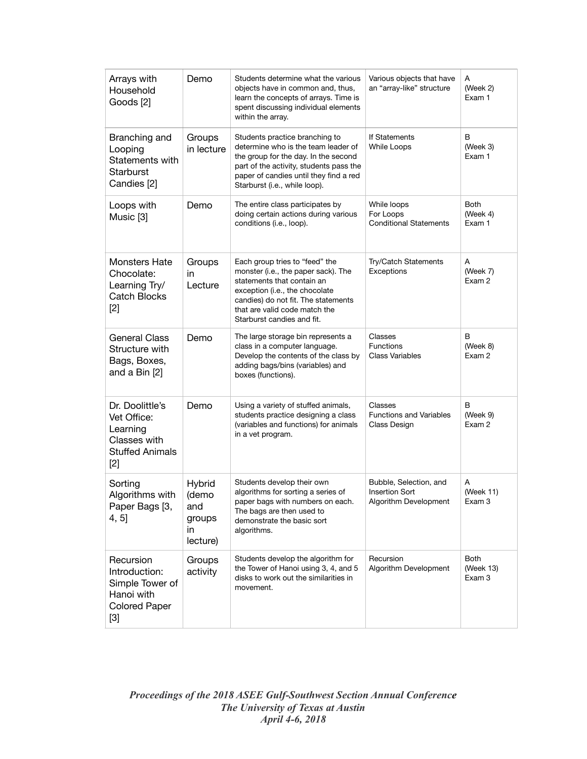| | | | | |
|---|---|---|---|---|
| Arrays with Household Goods [2] | Demo | Students determine what the various objects have in common and, thus, learn the concepts of arrays. Time is spent discussing individual elements within the array. | Various objects that have an "array-like" structure | A (Week 2) Exam 1 |
| Branching and Looping Statements with Starburst Candies [2] | Groups in lecture | Students practice branching to determine who is the team leader of the group for the day. In the second part of the activity, students pass the paper of candies until they find a red Starburst (i.e., while loop). | If Statements While Loops | B (Week 3) Exam 1 |
| Loops with Music [3] | Demo | The entire class participates by doing certain actions during various conditions (i.e., loop). | While loops For Loops Conditional Statements | Both (Week 4) Exam 1 |
| Monsters Hate Chocolate: Learning Try/ Catch Blocks [2] | Groups in Lecture | Each group tries to "feed" the monster (i.e., the paper sack). The statements that contain an exception (i.e., the chocolate candies) do not fit. The statements that are valid code match the Starburst candies and fit. | Try/Catch Statements Exceptions | A (Week 7) Exam 2 |
| General Class Structure with Bags, Boxes, and a Bin [2] | Demo | The large storage bin represents a class in a computer language. Develop the contents of the class by adding bags/bins (variables) and boxes (functions). | Classes Functions Class Variables | B (Week 8) Exam 2 |
| Dr. Doolittle's Vet Office: Learning Classes with Stuffed Animals [2] | Demo | Using a variety of stuffed animals, students practice designing a class (variables and functions) for animals in a vet program. | Classes Functions and Variables Class Design | B (Week 9) Exam 2 |
| Sorting Algorithms with Paper Bags [3, 4, 5] | Hybrid (demo and groups in lecture) | Students develop their own algorithms for sorting a series of paper bags with numbers on each. The bags are then used to demonstrate the basic sort algorithms. | Bubble, Selection, and Insertion Sort Algorithm Development | A (Week 11) Exam 3 |
| Recursion Introduction: Simple Tower of Hanoi with Colored Paper [3] | Groups activity | Students develop the algorithm for the Tower of Hanoi using 3, 4, and 5 disks to work out the similarities in movement. | Recursion Algorithm Development | Both (Week 13) Exam 3 |